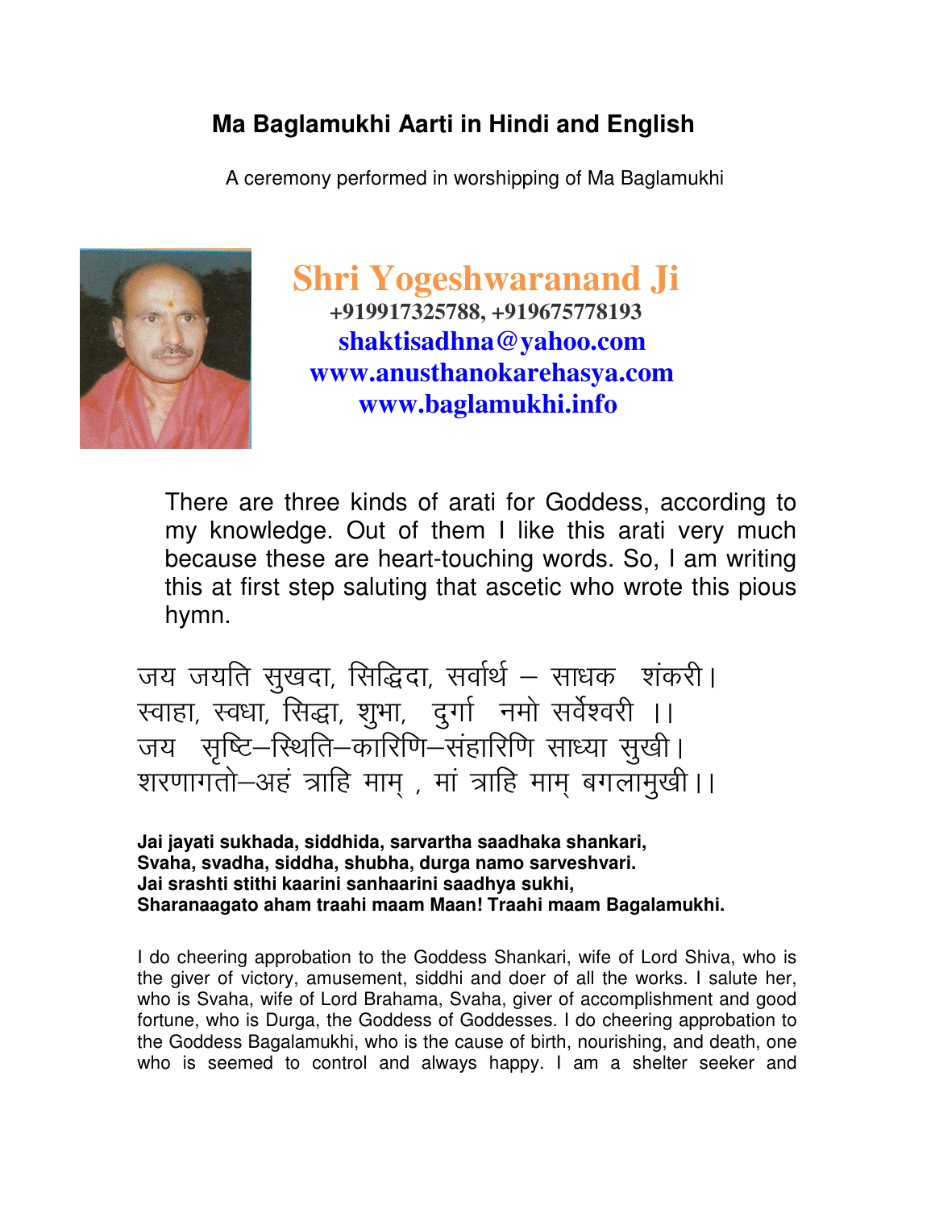# Ma Baglamukhi Aarti in Hindi and English

A ceremony performed in worshipping of Ma Baglamukhi

**Shri Yogeshwaranand Ji**
**+919917325788, +919675778193**
**shaktisadhna@yahoo.com**
**www.anusthanokarehasya.com**
**www.baglamukhi.info**

There are three kinds of arati for Goddess, according to my knowledge. Out of them I like this arati very much because these are heart-touching words. So, I am writing this at first step saluting that ascetic who wrote this pious hymn.

जय जयति सुखदा, सिद्धिदा, सर्वार्थ – साधक शंकरी।
स्वाहा, स्वधा, सिद्धा, शुभा, दुर्गा नमो सर्वेश्वरी ।।
जय सृष्टि–स्थिति–कारिणि–संहारिणि साध्या सुखी।
शरणागतो–अहं त्राहि माम् , मां त्राहि माम् बगलामुखी।।

**Jai jayati sukhada, siddhida, sarvartha saadhaka shankari,**
**Svaha, svadha, siddha, shubha, durga namo sarveshvari.**
**Jai srashti stithi kaarini sanhaarini saadhya sukhi,**
**Sharanaagato aham traahi maam Maan! Traahi maam Bagalamukhi.**

I do cheering approbation to the Goddess Shankari, wife of Lord Shiva, who is the giver of victory, amusement, siddhi and doer of all the works. I salute her, who is Svaha, wife of Lord Brahama, Svaha, giver of accomplishment and good fortune, who is Durga, the Goddess of Goddesses. I do cheering approbation to the Goddess Bagalamukhi, who is the cause of birth, nourishing, and death, one who is seemed to control and always happy. I am a shelter seeker and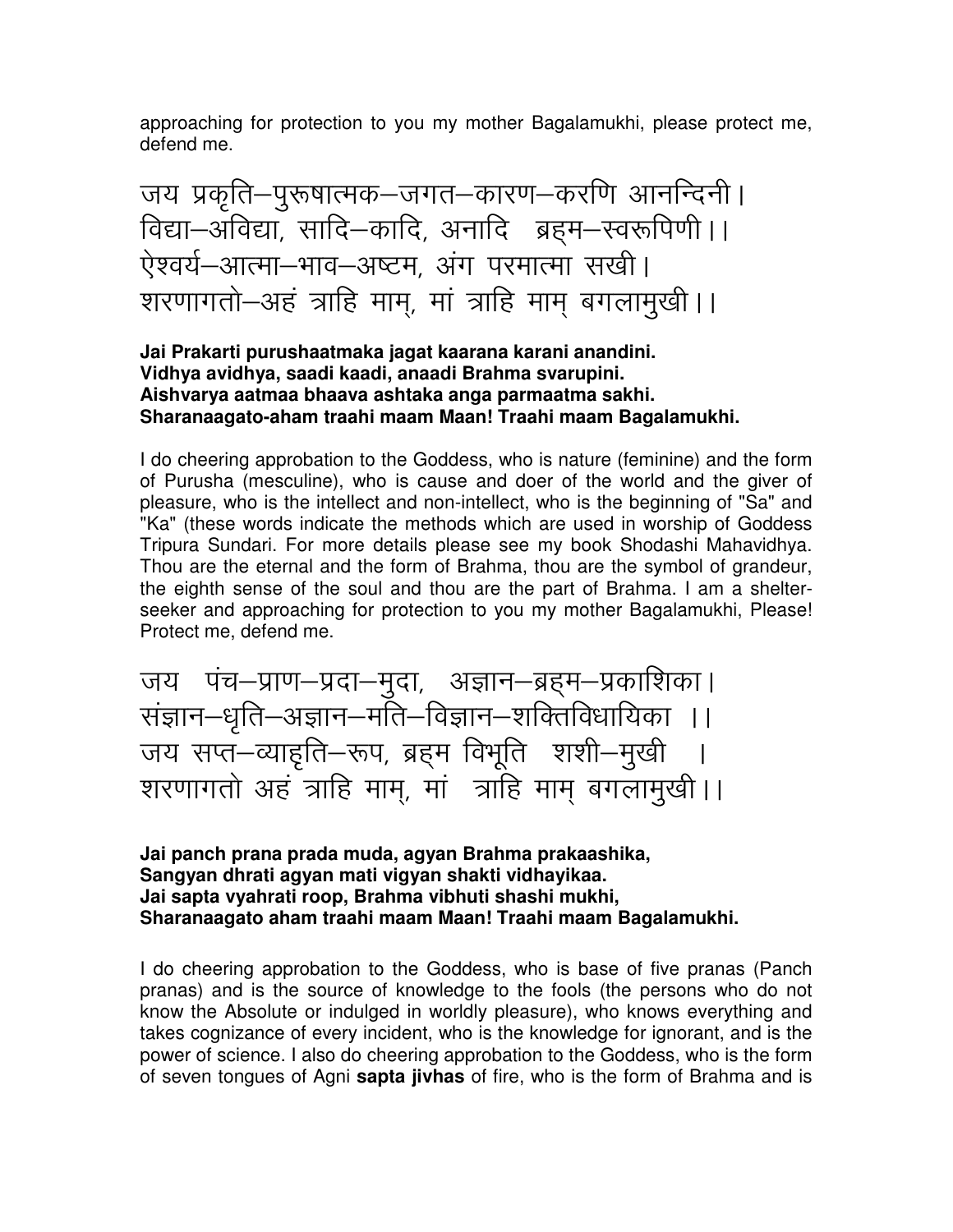approaching for protection to you my mother Bagalamukhi, please protect me, defend me.

जय प्रकृति–पुरूषात्मक–जगत–कारण–करणि आनन्दिनी।
विद्या–अविद्या, सादि–कादि, अनादि ब्रह्म–स्वरूपिणी।।
ऐश्वर्य–आत्मा–भाव–अष्टम, अंग परमात्मा सखी।
शरणागतो–अहं त्राहि माम्, मां त्राहि माम् बगलामुखी।।

**Jai Prakarti purushaatmaka jagat kaarana karani anandini.**
**Vidhya avidhya, saadi kaadi, anaadi Brahma svarupini.**
**Aishvarya aatmaa bhaava ashtaka anga parmaatma sakhi.**
**Sharanaagato-aham traahi maam Maan! Traahi maam Bagalamukhi.**

I do cheering approbation to the Goddess, who is nature (feminine) and the form of Purusha (mesculine), who is cause and doer of the world and the giver of pleasure, who is the intellect and non-intellect, who is the beginning of "Sa" and "Ka" (these words indicate the methods which are used in worship of Goddess Tripura Sundari. For more details please see my book Shodashi Mahavidhya. Thou are the eternal and the form of Brahma, thou are the symbol of grandeur, the eighth sense of the soul and thou are the part of Brahma. I am a shelter-seeker and approaching for protection to you my mother Bagalamukhi, Please! Protect me, defend me.

जय पंच–प्राण–प्रदा–मुदा, अज्ञान–ब्रह्म–प्रकाशिका।
संज्ञान–धृति–अज्ञान–मति–विज्ञान–शक्तिविधायिका ।।
जय सप्त–व्याहृति–रूप, ब्रह्म विभूति शशी–मुखी ।
शरणागतो अहं त्राहि माम्, मां त्राहि माम् बगलामुखी।।

**Jai panch prana prada muda, agyan Brahma prakaashika,**
**Sangyan dhrati agyan mati vigyan shakti vidhayikaa.**
**Jai sapta vyahrati roop, Brahma vibhuti shashi mukhi,**
**Sharanaagato aham traahi maam Maan! Traahi maam Bagalamukhi.**

I do cheering approbation to the Goddess, who is base of five pranas (Panch pranas) and is the source of knowledge to the fools (the persons who do not know the Absolute or indulged in worldly pleasure), who knows everything and takes cognizance of every incident, who is the knowledge for ignorant, and is the power of science. I also do cheering approbation to the Goddess, who is the form of seven tongues of Agni **sapta jivhas** of fire, who is the form of Brahma and is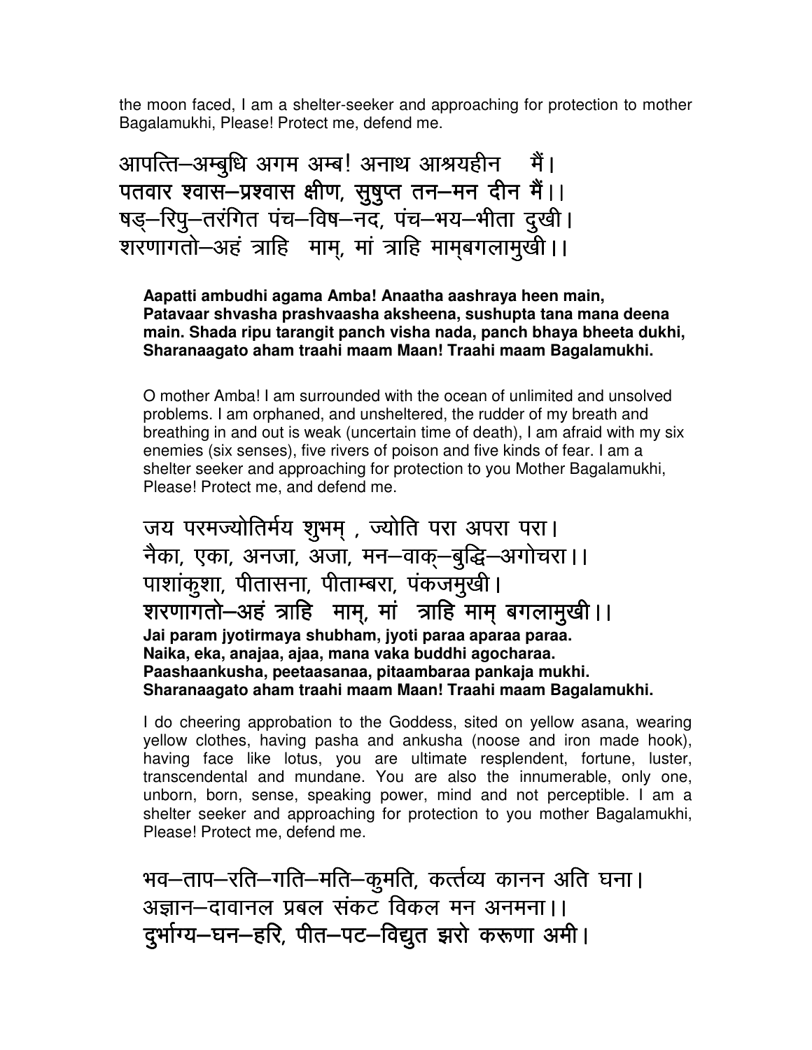the moon faced, I am a shelter-seeker and approaching for protection to mother Bagalamukhi, Please! Protect me, defend me.

आपत्ति–अम्बुधि अगम अम्ब! अनाथ आश्रयहीन मैं।
पतवार श्वास–प्रश्वास क्षीण, सुषुप्त तन–मन दीन मैं।।
षड्–रिपु–तरंगित पंच–विष–नद, पंच–भय–भीता दुखी।
शरणागतो–अहं त्राहि माम्, मां त्राहि माम्बगलामुखी।।

**Aapatti ambudhi agama Amba! Anaatha aashraya heen main, Patavaar shvasha prashvaasha aksheena, sushupta tana mana deena main. Shada ripu tarangit panch visha nada, panch bhaya bheeta dukhi, Sharanaagato aham traahi maam Maan! Traahi maam Bagalamukhi.**

O mother Amba! I am surrounded with the ocean of unlimited and unsolved problems. I am orphaned, and unsheltered, the rudder of my breath and breathing in and out is weak (uncertain time of death), I am afraid with my six enemies (six senses), five rivers of poison and five kinds of fear. I am a shelter seeker and approaching for protection to you Mother Bagalamukhi, Please! Protect me, and defend me.

जय परमज्योतिर्मय शुभम् , ज्योति परा अपरा परा।
नैका, एका, अनजा, अजा, मन–वाक्–बुद्धि–अगोचरा।।
पाशांकुशा, पीतासना, पीताम्बरा, पंकजमुखी।
शरणागतो–अहं त्राहि माम्, मां त्राहि माम् बगलामुखी।।

**Jai param jyotirmaya shubham, jyoti paraa aparaa paraa. Naika, eka, anajaa, ajaa, mana vaka buddhi agocharaa. Paashaankusha, peetaasanaa, pitaambaraa pankaja mukhi. Sharanaagato aham traahi maam Maan! Traahi maam Bagalamukhi.**

I do cheering approbation to the Goddess, sited on yellow asana, wearing yellow clothes, having pasha and ankusha (noose and iron made hook), having face like lotus, you are ultimate resplendent, fortune, luster, transcendental and mundane. You are also the innumerable, only one, unborn, born, sense, speaking power, mind and not perceptible. I am a shelter seeker and approaching for protection to you mother Bagalamukhi, Please! Protect me, defend me.

भव–ताप–रति–गति–मति–कुमति, कर्त्तव्य कानन अति घना।
अज्ञान–दावानल प्रबल संकट विकल मन अनमना।।
दुर्भाग्य–घन–हरि, पीत–पट–विद्युत झरो करूणा अमी।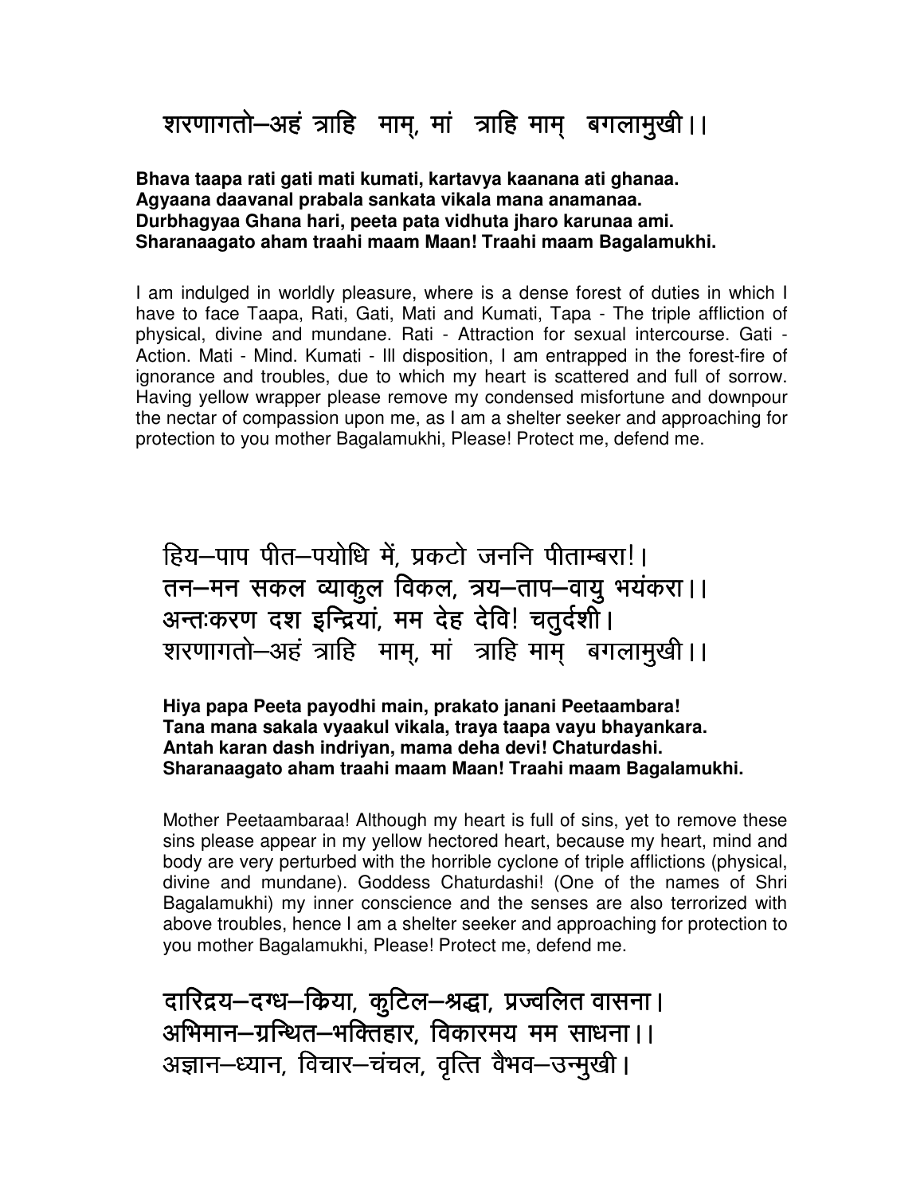शरणागतो–अहं त्राहि माम्, मां त्राहि माम् बगलामुखी।।

**Bhava taapa rati gati mati kumati, kartavya kaanana ati ghanaa.**
**Agyaana daavanal prabala sankata vikala mana anamanaa.**
**Durbhagyaa Ghana hari, peeta pata vidhuta jharo karunaa ami.**
**Sharanaagato aham traahi maam Maan! Traahi maam Bagalamukhi.**

I am indulged in worldly pleasure, where is a dense forest of duties in which I have to face Taapa, Rati, Gati, Mati and Kumati, Tapa - The triple affliction of physical, divine and mundane. Rati - Attraction for sexual intercourse. Gati - Action. Mati - Mind. Kumati - Ill disposition, I am entrapped in the forest-fire of ignorance and troubles, due to which my heart is scattered and full of sorrow. Having yellow wrapper please remove my condensed misfortune and downpour the nectar of compassion upon me, as I am a shelter seeker and approaching for protection to you mother Bagalamukhi, Please! Protect me, defend me.

हिय–पाप पीत–पयोधि में, प्रकटो जननि पीताम्बरा!।
तन–मन सकल व्याकुल विकल, त्रय–ताप–वायु भयंकरा।।
अन्तःकरण दश इन्द्रियां, मम देह देवि! चतुर्दशी।
शरणागतो–अहं त्राहि माम्, मां त्राहि माम् बगलामुखी।।

**Hiya papa Peeta payodhi main, prakato janani Peetaambara!**
**Tana mana sakala vyaakul vikala, traya taapa vayu bhayankara.**
**Antah karan dash indriyan, mama deha devi! Chaturdashi.**
**Sharanaagato aham traahi maam Maan! Traahi maam Bagalamukhi.**

Mother Peetaambaraa! Although my heart is full of sins, yet to remove these sins please appear in my yellow hectored heart, because my heart, mind and body are very perturbed with the horrible cyclone of triple afflictions (physical, divine and mundane). Goddess Chaturdashi! (One of the names of Shri Bagalamukhi) my inner conscience and the senses are also terrorized with above troubles, hence I am a shelter seeker and approaching for protection to you mother Bagalamukhi, Please! Protect me, defend me.

दारिद्रय–दग्ध–क्रिया, कुटिल–श्रद्धा, प्रज्वलित वासना।
अभिमान–ग्रन्थित–भक्तिहार, विकारमय मम साधना।।
अज्ञान–ध्यान, विचार–चंचल, वृत्ति वैभव–उन्मुखी।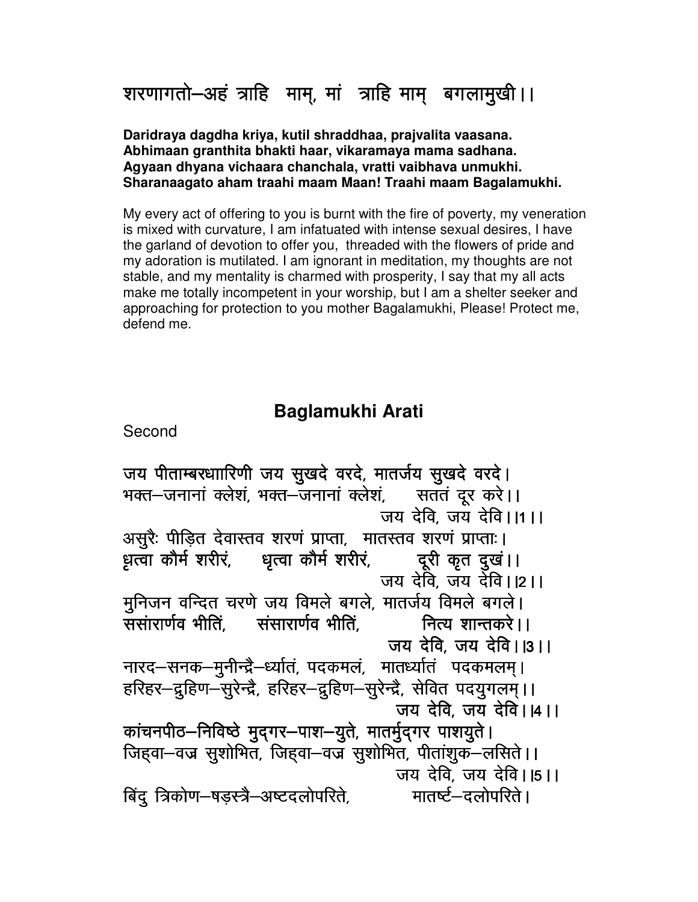शरणागतो–अहं त्राहि माम्, मां त्राहि माम् बगलामुखी।।

**Daridraya dagdha kriya, kutil shraddhaa, prajvalita vaasana.**
**Abhimaan granthita bhakti haar, vikaramaya mama sadhana.**
**Agyaan dhyana vichaara chanchala, vratti vaibhava unmukhi.**
**Sharanaagato aham traahi maam Maan! Traahi maam Bagalamukhi.**

My every act of offering to you is burnt with the fire of poverty, my veneration is mixed with curvature, I am infatuated with intense sexual desires, I have the garland of devotion to offer you, threaded with the flowers of pride and my adoration is mutilated. I am ignorant in meditation, my thoughts are not stable, and my mentality is charmed with prosperity, I say that my all acts make me totally incompetent in your worship, but I am a shelter seeker and approaching for protection to you mother Bagalamukhi, Please! Protect me, defend me.

## Baglamukhi Arati

Second

जय पीताम्बरधाारिणी जय सुखदे वरदे, मातर्जय सुखदे वरदे।
भक्त–जनानां क्लेशं, भक्त–जनानां क्लेशं, सततं दूर करे।।
जय देवि, जय देवि।।1।।

असुरैः पीड़ित देवास्तव शरणं प्राप्ता, मातस्तव शरणं प्राप्ताः।
धृत्वा कौर्म शरीरं, धृत्वा कौर्म शरीरं, दूरी कृत दुखं।।
जय देवि, जय देवि।।2।।

मुनिजन वन्दित चरणे जय विमले बगले, मातर्जय विमले बगले।
ससांरार्णव भीतिं, संसारार्णव भीतिं, नित्य शान्तकरे।।
**जय देवि, जय देवि।।3।।**

नारद–सनक–मुनीन्द्रै–र्ध्यातं, पदकमलं, मातर्ध्यातं पदकमलम्।
हरिहर–द्रुहिण–सुरेन्द्रै, हरिहर–द्रुहिण–सुरेन्द्रै, सेवित पदयुगलम्।।
जय देवि, जय देवि।।4।।

कांचनपीठ–निविष्ठे मुद्गर–पाश–युते, मातर्मुद्गर पाशयुते।
जिह्वा–वज्र सुशोभित, जिह्वा–वज्र सुशोभित, पीतांशुक–लसिते।।
जय देवि, जय देवि।।5।।

बिंदु त्रिकोण–षड़स्त्रै–अष्टदलोपरिते, मातर्ष्ट–दलोपरिते।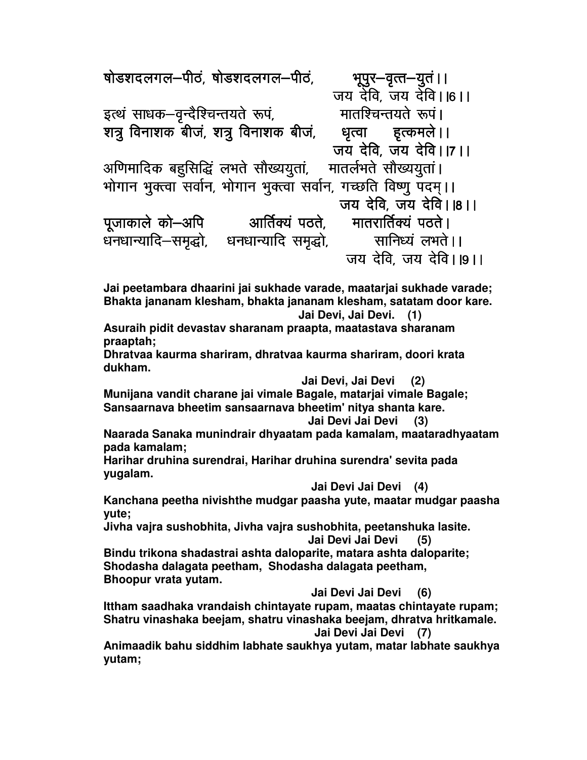षोडशदलगल–पीठं, षोडशदलगल–पीठं, भूपुर–वृत्त–युतं।।
जय देवि, जय देवि।।6।।

इत्थं साधक–वृन्दैश्चिन्तयते रूपं, मातश्चिन्तयते रूपं।
शत्रु विनाशक बीजं, शत्रु विनाशक बीजं, धृत्वा हृत्कमले।।
जय देवि, जय देवि।।7।।

अणिमादिक बहुसिद्धिं लभते सौख्ययुतां, मातर्लभते सौख्ययुतां।
भोगान भुक्त्वा सर्वान, भोगान भुक्त्वा सर्वान, गच्छति विष्णु पदम्।।
जय देवि, जय देवि।।8।।

पूजाकाले को–अपि आर्तिक्यं पठते, मातरार्तिक्यं पठते।
धनधान्यादि–समृद्धो, धनधान्यादि समृद्धो, सानिध्यं लभते।।
जय देवि, जय देवि।।9।।

**Jai peetambara dhaarini jai sukhade varade, maatarjai sukhade varade;**
**Bhakta jananam klesham, bhakta jananam klesham, satatam door kare.**
**Jai Devi, Jai Devi. (1)**

**Asuraih pidit devastav sharanam praapta, maatastava sharanam praaptah;**
**Dhratvaa kaurma shariram, dhratvaa kaurma shariram, doori krata dukham.**
**Jai Devi, Jai Devi (2)**

**Munijana vandit charane jai vimale Bagale, matarjai vimale Bagale;**
**Sansaarnava bheetim sansaarnava bheetim' nitya shanta kare.**
**Jai Devi Jai Devi (3)**

**Naarada Sanaka munindrair dhyaatam pada kamalam, maataradhyaatam pada kamalam;**
**Harihar druhina surendrai, Harihar druhina surendra' sevita pada yugalam.**
**Jai Devi Jai Devi (4)**

**Kanchana peetha nivishthe mudgar paasha yute, maatar mudgar paasha yute;**
**Jivha vajra sushobhita, Jivha vajra sushobhita, peetanshuka lasite.**
**Jai Devi Jai Devi (5)**

**Bindu trikona shadastrai ashta daloparite, matara ashta daloparite;**
**Shodasha dalagata peetham, Shodasha dalagata peetham, Bhoopur vrata yutam.**
**Jai Devi Jai Devi (6)**

**Ittham saadhaka vrandaish chintayate rupam, maatas chintayate rupam;**
**Shatru vinashaka beejam, shatru vinashaka beejam, dhratva hritkamale.**
**Jai Devi Jai Devi (7)**

**Animaadik bahu siddhim labhate saukhya yutam, matar labhate saukhya yutam;**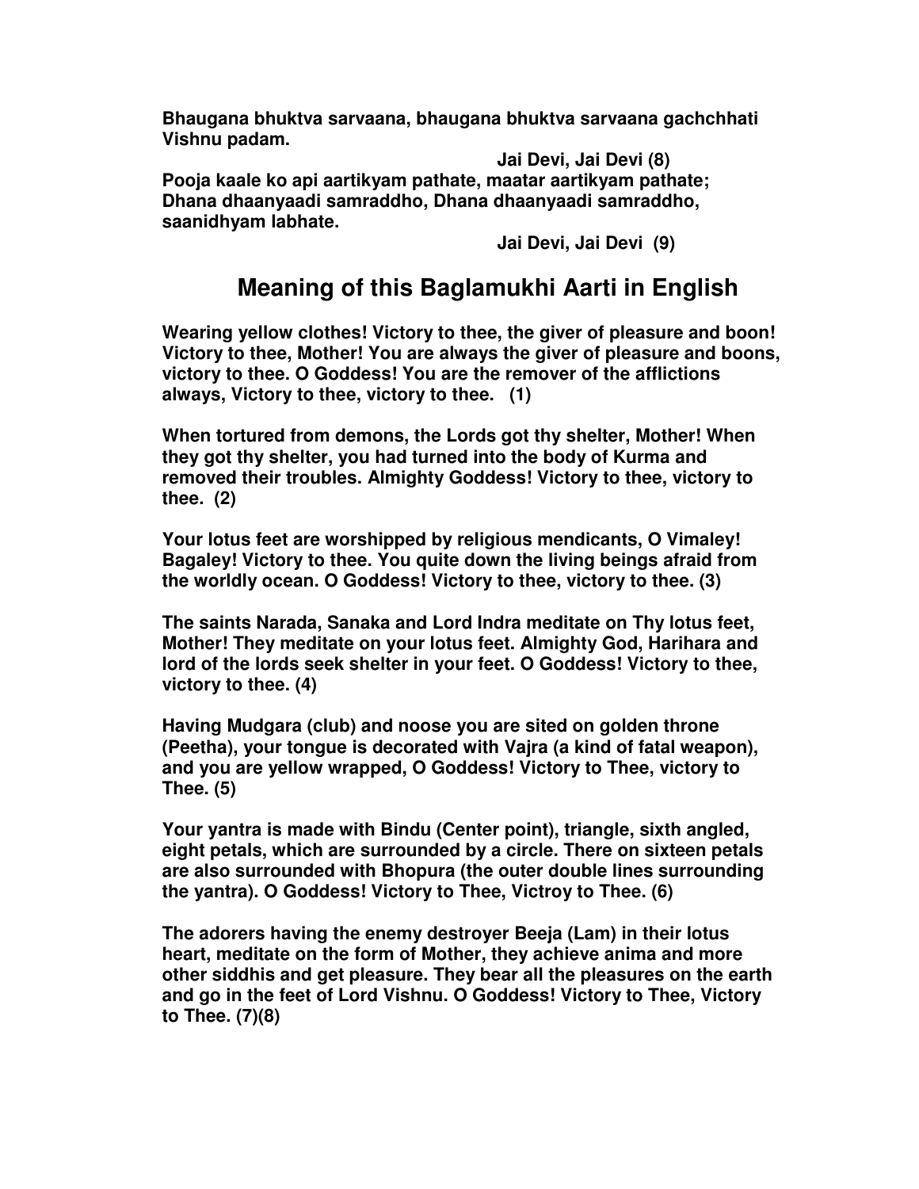**Bhaugana bhuktva sarvaana, bhaugana bhuktva sarvaana gachchhati Vishnu padam.**

**Jai Devi, Jai Devi (8)**

**Pooja kaale ko api aartikyam pathate, maatar aartikyam pathate;**
**Dhana dhaanyaadi samraddho, Dhana dhaanyaadi samraddho, saanidhyam labhate.**

**Jai Devi, Jai Devi (9)**

## Meaning of this Baglamukhi Aarti in English

**Wearing yellow clothes! Victory to thee, the giver of pleasure and boon! Victory to thee, Mother! You are always the giver of pleasure and boons, victory to thee. O Goddess! You are the remover of the afflictions always, Victory to thee, victory to thee. (1)**

**When tortured from demons, the Lords got thy shelter, Mother! When they got thy shelter, you had turned into the body of Kurma and removed their troubles. Almighty Goddess! Victory to thee, victory to thee. (2)**

**Your lotus feet are worshipped by religious mendicants, O Vimaley! Bagaley! Victory to thee. You quite down the living beings afraid from the worldly ocean. O Goddess! Victory to thee, victory to thee. (3)**

**The saints Narada, Sanaka and Lord Indra meditate on Thy lotus feet, Mother! They meditate on your lotus feet. Almighty God, Harihara and lord of the lords seek shelter in your feet. O Goddess! Victory to thee, victory to thee. (4)**

**Having Mudgara (club) and noose you are sited on golden throne (Peetha), your tongue is decorated with Vajra (a kind of fatal weapon), and you are yellow wrapped, O Goddess! Victory to Thee, victory to Thee. (5)**

**Your yantra is made with Bindu (Center point), triangle, sixth angled, eight petals, which are surrounded by a circle. There on sixteen petals are also surrounded with Bhopura (the outer double lines surrounding the yantra). O Goddess! Victory to Thee, Victroy to Thee. (6)**

**The adorers having the enemy destroyer Beeja (Lam) in their lotus heart, meditate on the form of Mother, they achieve anima and more other siddhis and get pleasure. They bear all the pleasures on the earth and go in the feet of Lord Vishnu. O Goddess! Victory to Thee, Victory to Thee. (7)(8)**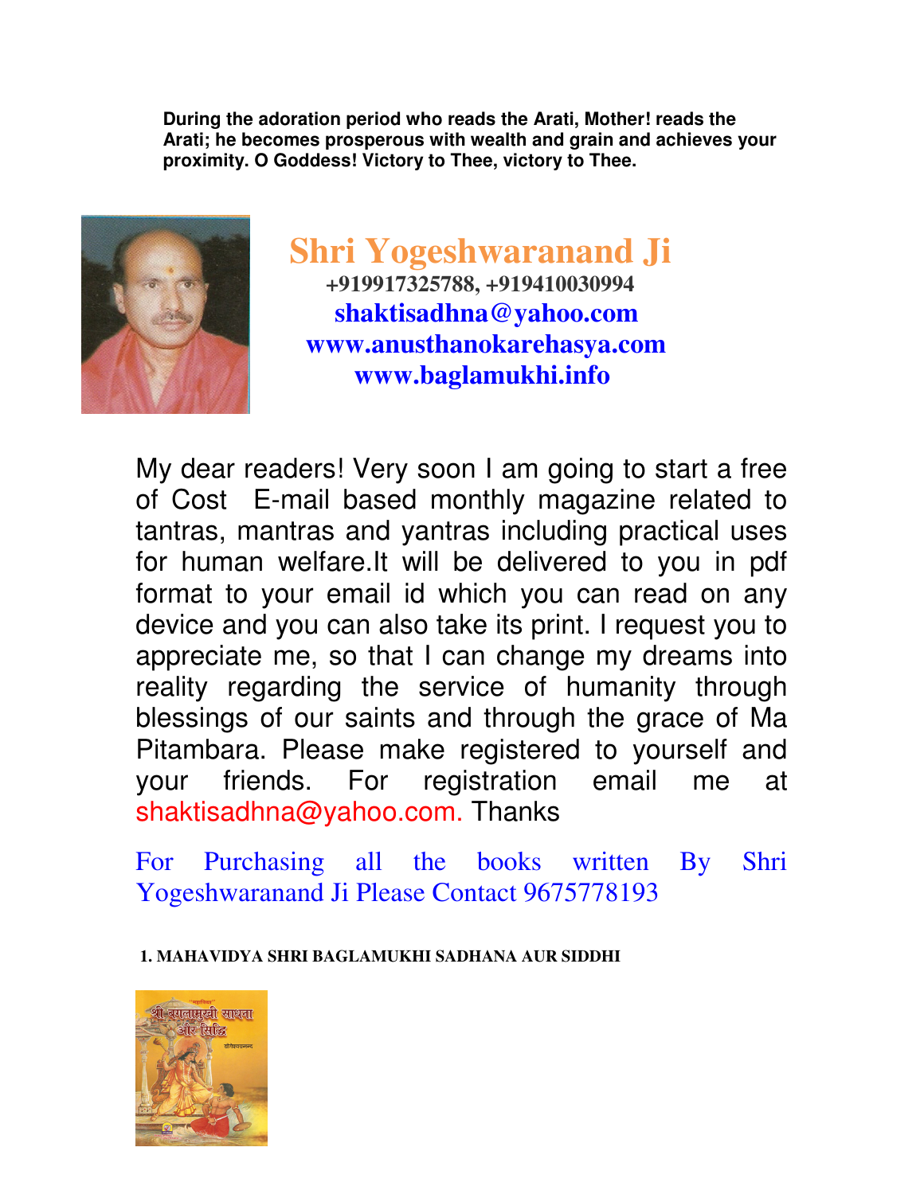**During the adoration period who reads the Arati, Mother! reads the Arati; he becomes prosperous with wealth and grain and achieves your proximity. O Goddess! Victory to Thee, victory to Thee.**

## Shri Yogeshwaranand Ji

**+919917325788, +919410030994**

**shaktisadhna@yahoo.com**

**www.anusthanokarehasya.com**

**www.baglamukhi.info**

My dear readers! Very soon I am going to start a free of Cost E-mail based monthly magazine related to tantras, mantras and yantras including practical uses for human welfare.It will be delivered to you in pdf format to your email id which you can read on any device and you can also take its print. I request you to appreciate me, so that I can change my dreams into reality regarding the service of humanity through blessings of our saints and through the grace of Ma Pitambara. Please make registered to yourself and your friends. For registration email me at shaktisadhna@yahoo.com. Thanks

For Purchasing all the books written By Shri Yogeshwaranand Ji Please Contact 9675778193

**1. MAHAVIDYA SHRI BAGLAMUKHI SADHANA AUR SIDDHI**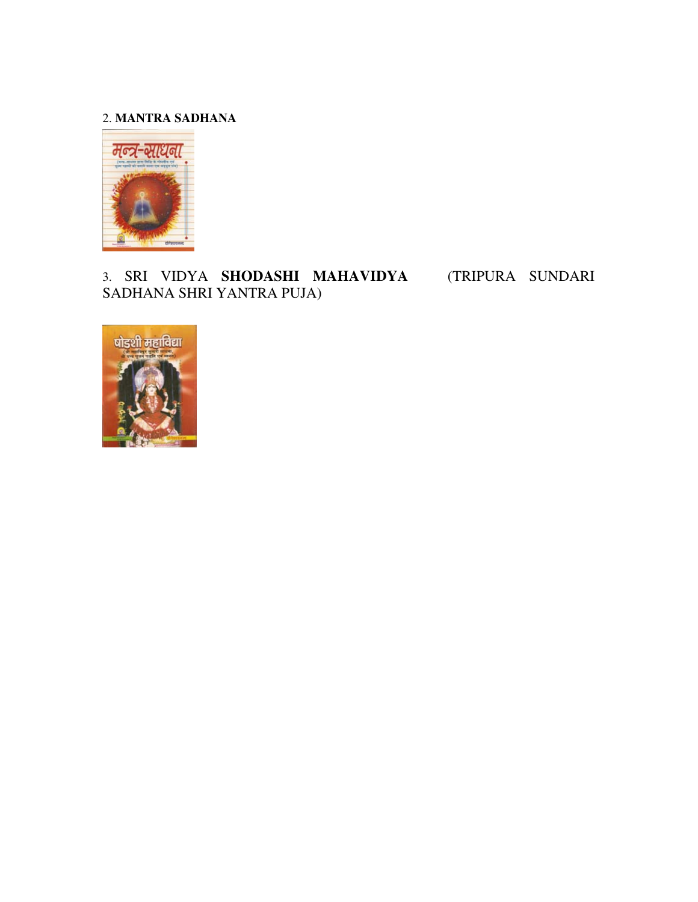2. **MANTRA SADHANA**

3. SRI VIDYA **SHODASHI MAHAVIDYA** (TRIPURA SUNDARI SADHANA SHRI YANTRA PUJA)